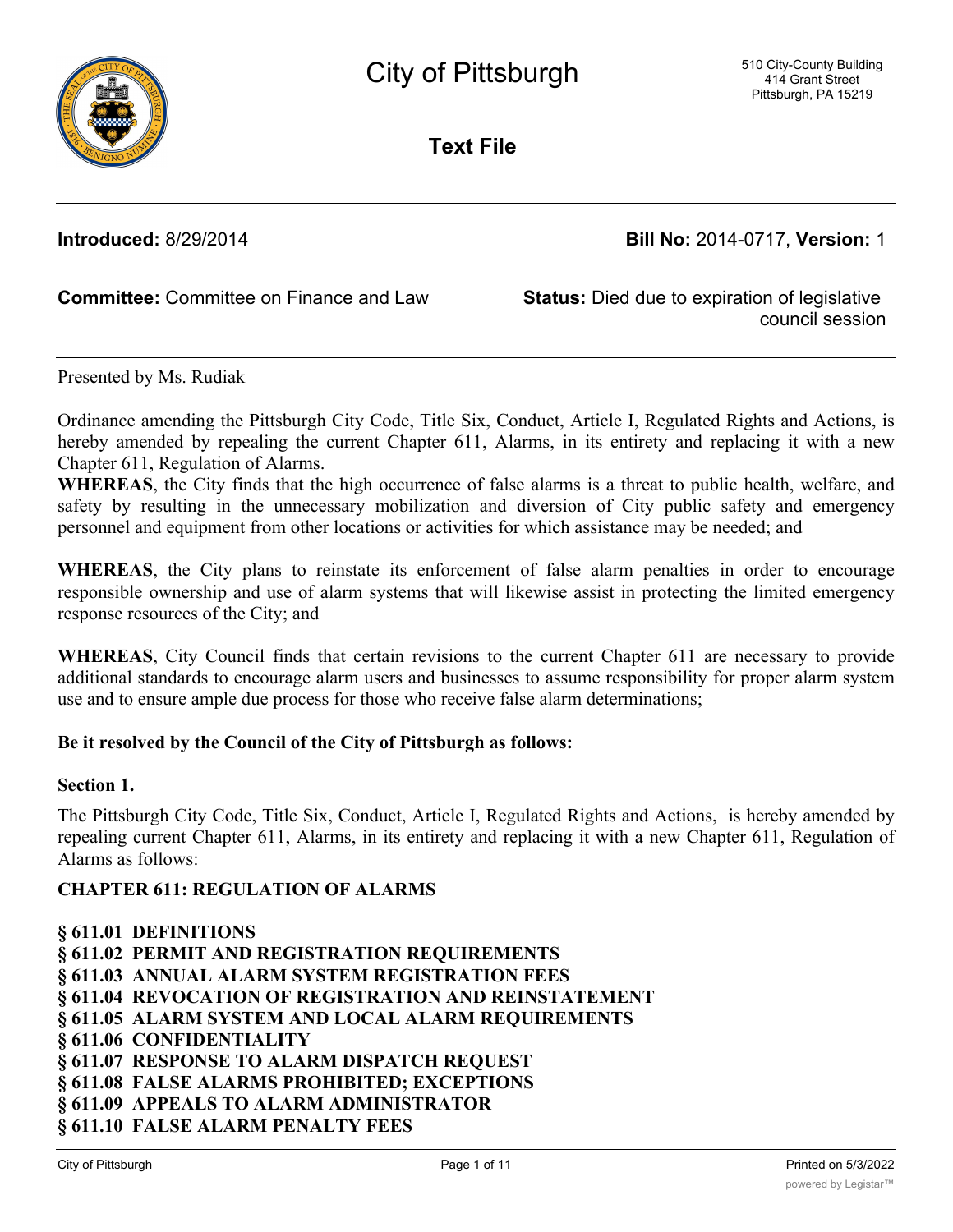# City of Pittsburgh

510 City-County Building
414 Grant Street
Pittsburgh, PA 15219

## Text File

**Introduced:** 8/29/2014 **Bill No:** 2014-0717, **Version:** 1

**Committee:** Committee on Finance and Law **Status:** Died due to expiration of legislative council session

---

Presented by Ms. Rudiak

Ordinance amending the Pittsburgh City Code, Title Six, Conduct, Article I, Regulated Rights and Actions, is hereby amended by repealing the current Chapter 611, Alarms, in its entirety and replacing it with a new Chapter 611, Regulation of Alarms.

**WHEREAS**, the City finds that the high occurrence of false alarms is a threat to public health, welfare, and safety by resulting in the unnecessary mobilization and diversion of City public safety and emergency personnel and equipment from other locations or activities for which assistance may be needed; and

**WHEREAS**, the City plans to reinstate its enforcement of false alarm penalties in order to encourage responsible ownership and use of alarm systems that will likewise assist in protecting the limited emergency response resources of the City; and

**WHEREAS**, City Council finds that certain revisions to the current Chapter 611 are necessary to provide additional standards to encourage alarm users and businesses to assume responsibility for proper alarm system use and to ensure ample due process for those who receive false alarm determinations;

**Be it resolved by the Council of the City of Pittsburgh as follows:**

**Section 1.**

The Pittsburgh City Code, Title Six, Conduct, Article I, Regulated Rights and Actions, is hereby amended by repealing current Chapter 611, Alarms, in its entirety and replacing it with a new Chapter 611, Regulation of Alarms as follows:

**CHAPTER 611: REGULATION OF ALARMS**

**§ 611.01 DEFINITIONS**
**§ 611.02 PERMIT AND REGISTRATION REQUIREMENTS**
**§ 611.03 ANNUAL ALARM SYSTEM REGISTRATION FEES**
**§ 611.04 REVOCATION OF REGISTRATION AND REINSTATEMENT**
**§ 611.05 ALARM SYSTEM AND LOCAL ALARM REQUIREMENTS**
**§ 611.06 CONFIDENTIALITY**
**§ 611.07 RESPONSE TO ALARM DISPATCH REQUEST**
**§ 611.08 FALSE ALARMS PROHIBITED; EXCEPTIONS**
**§ 611.09 APPEALS TO ALARM ADMINISTRATOR**
**§ 611.10 FALSE ALARM PENALTY FEES**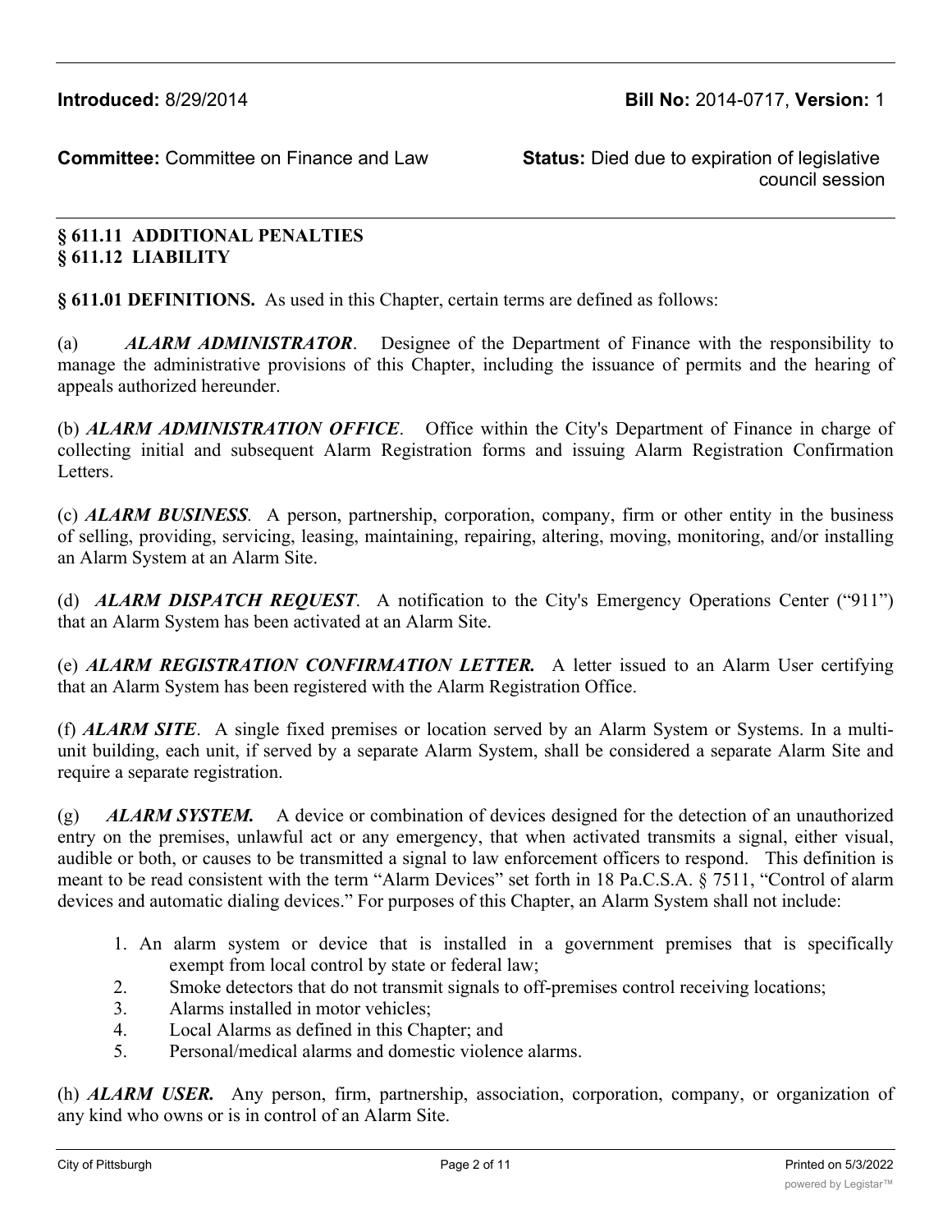**Introduced:** 8/29/2014 **Bill No:** 2014-0717, **Version:** 1

**Committee:** Committee on Finance and Law **Status:** Died due to expiration of legislative council session

**§ 611.11 ADDITIONAL PENALTIES**
**§ 611.12 LIABILITY**

**§ 611.01 DEFINITIONS.** As used in this Chapter, certain terms are defined as follows:

(a) ***ALARM ADMINISTRATOR***. Designee of the Department of Finance with the responsibility to manage the administrative provisions of this Chapter, including the issuance of permits and the hearing of appeals authorized hereunder.

(b) ***ALARM ADMINISTRATION OFFICE***. Office within the City's Department of Finance in charge of collecting initial and subsequent Alarm Registration forms and issuing Alarm Registration Confirmation Letters.

(c) ***ALARM BUSINESS***. A person, partnership, corporation, company, firm or other entity in the business of selling, providing, servicing, leasing, maintaining, repairing, altering, moving, monitoring, and/or installing an Alarm System at an Alarm Site.

(d) ***ALARM DISPATCH REQUEST***. A notification to the City's Emergency Operations Center ("911") that an Alarm System has been activated at an Alarm Site.

(e) ***ALARM REGISTRATION CONFIRMATION LETTER.*** A letter issued to an Alarm User certifying that an Alarm System has been registered with the Alarm Registration Office.

(f) ***ALARM SITE***. A single fixed premises or location served by an Alarm System or Systems. In a multi-unit building, each unit, if served by a separate Alarm System, shall be considered a separate Alarm Site and require a separate registration.

(g) ***ALARM SYSTEM.*** A device or combination of devices designed for the detection of an unauthorized entry on the premises, unlawful act or any emergency, that when activated transmits a signal, either visual, audible or both, or causes to be transmitted a signal to law enforcement officers to respond. This definition is meant to be read consistent with the term "Alarm Devices" set forth in 18 Pa.C.S.A. § 7511, "Control of alarm devices and automatic dialing devices." For purposes of this Chapter, an Alarm System shall not include:

1. An alarm system or device that is installed in a government premises that is specifically exempt from local control by state or federal law;
2. Smoke detectors that do not transmit signals to off-premises control receiving locations;
3. Alarms installed in motor vehicles;
4. Local Alarms as defined in this Chapter; and
5. Personal/medical alarms and domestic violence alarms.

(h) ***ALARM USER.*** Any person, firm, partnership, association, corporation, company, or organization of any kind who owns or is in control of an Alarm Site.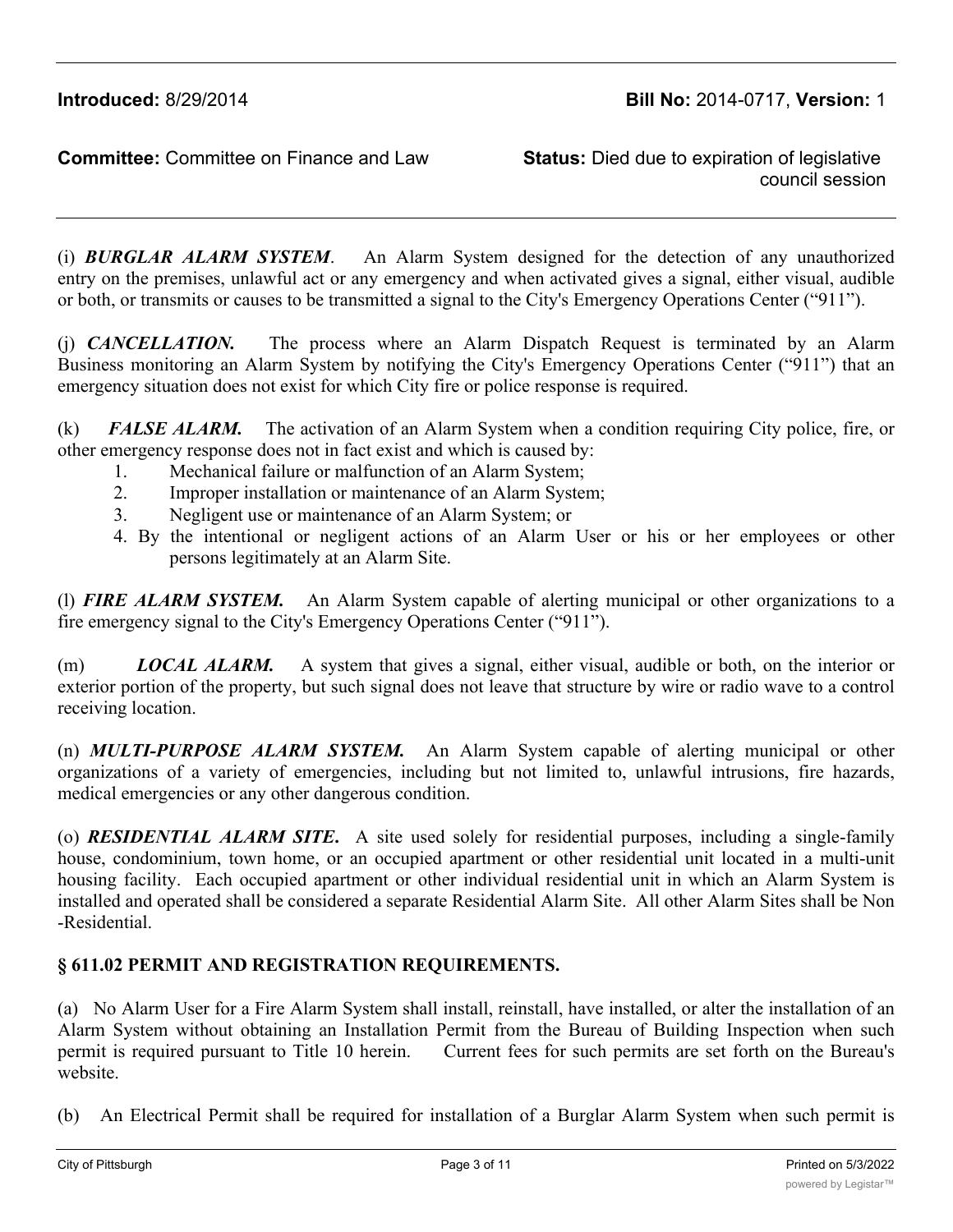(i) ***BURGLAR ALARM SYSTEM***. An Alarm System designed for the detection of any unauthorized entry on the premises, unlawful act or any emergency and when activated gives a signal, either visual, audible or both, or transmits or causes to be transmitted a signal to the City's Emergency Operations Center ("911").

(j) ***CANCELLATION.*** The process where an Alarm Dispatch Request is terminated by an Alarm Business monitoring an Alarm System by notifying the City's Emergency Operations Center ("911") that an emergency situation does not exist for which City fire or police response is required.

(k) ***FALSE ALARM.*** The activation of an Alarm System when a condition requiring City police, fire, or other emergency response does not in fact exist and which is caused by:

1. Mechanical failure or malfunction of an Alarm System;
2. Improper installation or maintenance of an Alarm System;
3. Negligent use or maintenance of an Alarm System; or
4. By the intentional or negligent actions of an Alarm User or his or her employees or other persons legitimately at an Alarm Site.

(l) ***FIRE ALARM SYSTEM.*** An Alarm System capable of alerting municipal or other organizations to a fire emergency signal to the City's Emergency Operations Center ("911").

(m) ***LOCAL ALARM.*** A system that gives a signal, either visual, audible or both, on the interior or exterior portion of the property, but such signal does not leave that structure by wire or radio wave to a control receiving location.

(n) ***MULTI-PURPOSE ALARM SYSTEM.*** An Alarm System capable of alerting municipal or other organizations of a variety of emergencies, including but not limited to, unlawful intrusions, fire hazards, medical emergencies or any other dangerous condition.

(o) ***RESIDENTIAL ALARM SITE.*** A site used solely for residential purposes, including a single-family house, condominium, town home, or an occupied apartment or other residential unit located in a multi-unit housing facility. Each occupied apartment or other individual residential unit in which an Alarm System is installed and operated shall be considered a separate Residential Alarm Site. All other Alarm Sites shall be Non-Residential.

**§ 611.02 PERMIT AND REGISTRATION REQUIREMENTS.**

(a) No Alarm User for a Fire Alarm System shall install, reinstall, have installed, or alter the installation of an Alarm System without obtaining an Installation Permit from the Bureau of Building Inspection when such permit is required pursuant to Title 10 herein. Current fees for such permits are set forth on the Bureau's website.

(b) An Electrical Permit shall be required for installation of a Burglar Alarm System when such permit is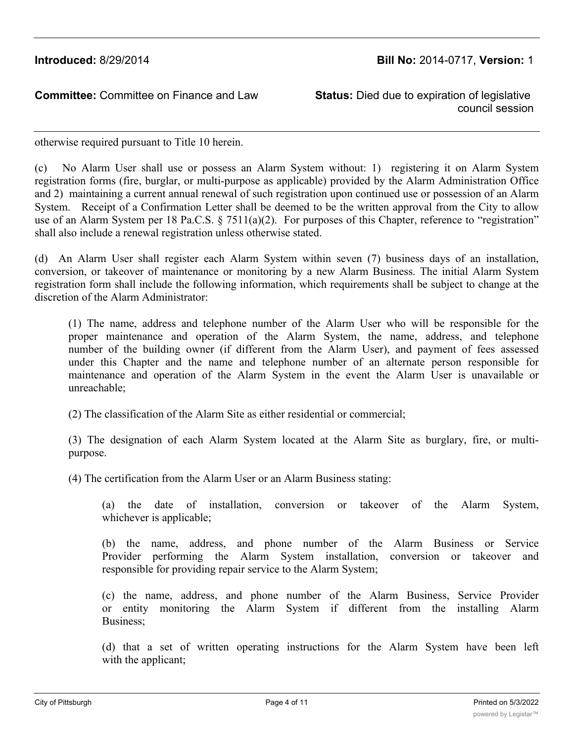otherwise required pursuant to Title 10 herein.

(c) No Alarm User shall use or possess an Alarm System without: 1) registering it on Alarm System registration forms (fire, burglar, or multi-purpose as applicable) provided by the Alarm Administration Office and 2) maintaining a current annual renewal of such registration upon continued use or possession of an Alarm System. Receipt of a Confirmation Letter shall be deemed to be the written approval from the City to allow use of an Alarm System per 18 Pa.C.S. § 7511(a)(2). For purposes of this Chapter, reference to "registration" shall also include a renewal registration unless otherwise stated.

(d) An Alarm User shall register each Alarm System within seven (7) business days of an installation, conversion, or takeover of maintenance or monitoring by a new Alarm Business. The initial Alarm System registration form shall include the following information, which requirements shall be subject to change at the discretion of the Alarm Administrator:

(1) The name, address and telephone number of the Alarm User who will be responsible for the proper maintenance and operation of the Alarm System, the name, address, and telephone number of the building owner (if different from the Alarm User), and payment of fees assessed under this Chapter and the name and telephone number of an alternate person responsible for maintenance and operation of the Alarm System in the event the Alarm User is unavailable or unreachable;

(2) The classification of the Alarm Site as either residential or commercial;

(3) The designation of each Alarm System located at the Alarm Site as burglary, fire, or multi-purpose.

(4) The certification from the Alarm User or an Alarm Business stating:

(a) the date of installation, conversion or takeover of the Alarm System, whichever is applicable;

(b) the name, address, and phone number of the Alarm Business or Service Provider performing the Alarm System installation, conversion or takeover and responsible for providing repair service to the Alarm System;

(c) the name, address, and phone number of the Alarm Business, Service Provider or entity monitoring the Alarm System if different from the installing Alarm Business;

(d) that a set of written operating instructions for the Alarm System have been left with the applicant;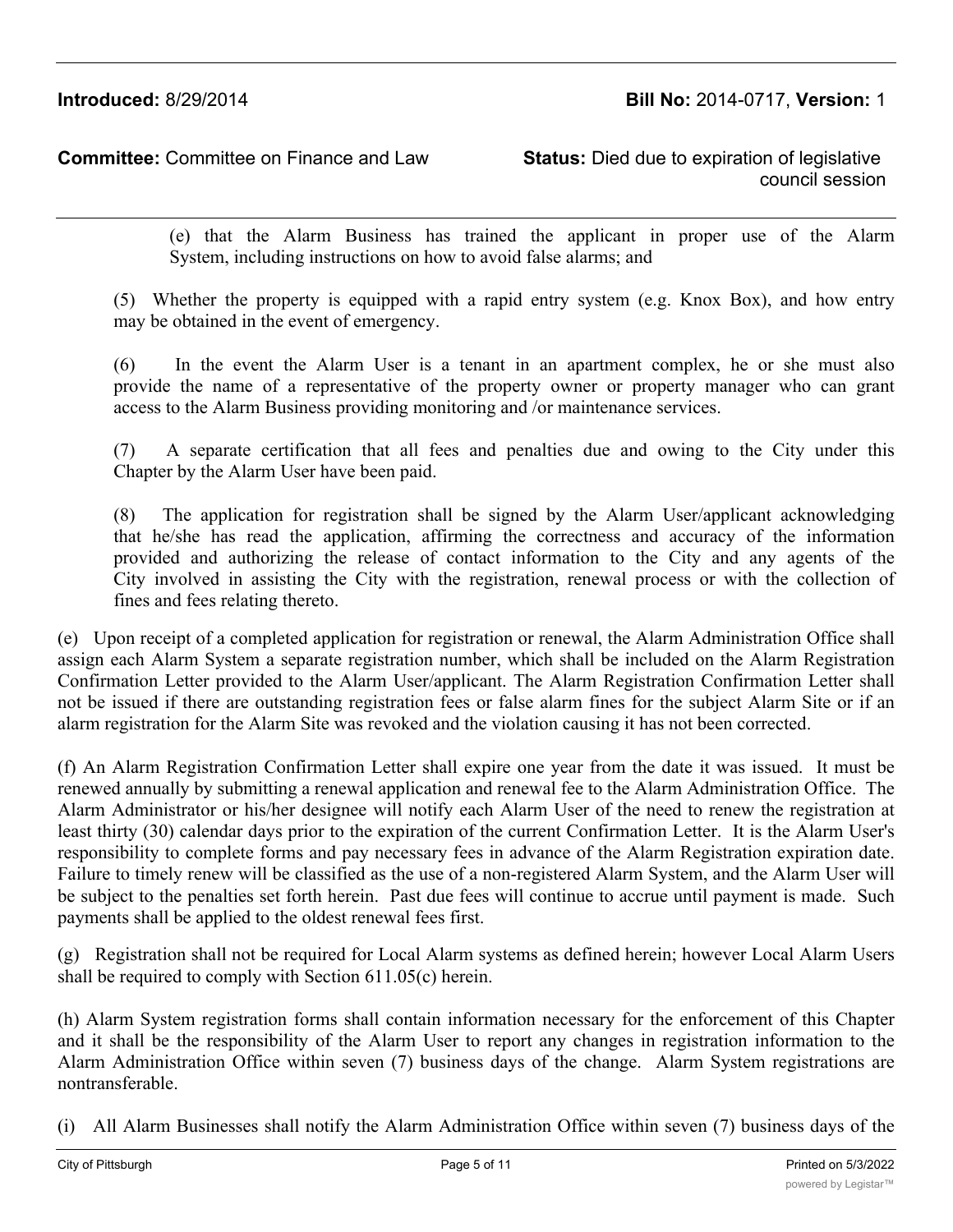(e) that the Alarm Business has trained the applicant in proper use of the Alarm System, including instructions on how to avoid false alarms; and

(5) Whether the property is equipped with a rapid entry system (e.g. Knox Box), and how entry may be obtained in the event of emergency.

(6) In the event the Alarm User is a tenant in an apartment complex, he or she must also provide the name of a representative of the property owner or property manager who can grant access to the Alarm Business providing monitoring and /or maintenance services.

(7) A separate certification that all fees and penalties due and owing to the City under this Chapter by the Alarm User have been paid.

(8) The application for registration shall be signed by the Alarm User/applicant acknowledging that he/she has read the application, affirming the correctness and accuracy of the information provided and authorizing the release of contact information to the City and any agents of the City involved in assisting the City with the registration, renewal process or with the collection of fines and fees relating thereto.

(e) Upon receipt of a completed application for registration or renewal, the Alarm Administration Office shall assign each Alarm System a separate registration number, which shall be included on the Alarm Registration Confirmation Letter provided to the Alarm User/applicant. The Alarm Registration Confirmation Letter shall not be issued if there are outstanding registration fees or false alarm fines for the subject Alarm Site or if an alarm registration for the Alarm Site was revoked and the violation causing it has not been corrected.

(f) An Alarm Registration Confirmation Letter shall expire one year from the date it was issued. It must be renewed annually by submitting a renewal application and renewal fee to the Alarm Administration Office. The Alarm Administrator or his/her designee will notify each Alarm User of the need to renew the registration at least thirty (30) calendar days prior to the expiration of the current Confirmation Letter. It is the Alarm User's responsibility to complete forms and pay necessary fees in advance of the Alarm Registration expiration date. Failure to timely renew will be classified as the use of a non-registered Alarm System, and the Alarm User will be subject to the penalties set forth herein. Past due fees will continue to accrue until payment is made. Such payments shall be applied to the oldest renewal fees first.

(g) Registration shall not be required for Local Alarm systems as defined herein; however Local Alarm Users shall be required to comply with Section 611.05(c) herein.

(h) Alarm System registration forms shall contain information necessary for the enforcement of this Chapter and it shall be the responsibility of the Alarm User to report any changes in registration information to the Alarm Administration Office within seven (7) business days of the change. Alarm System registrations are nontransferable.

(i) All Alarm Businesses shall notify the Alarm Administration Office within seven (7) business days of the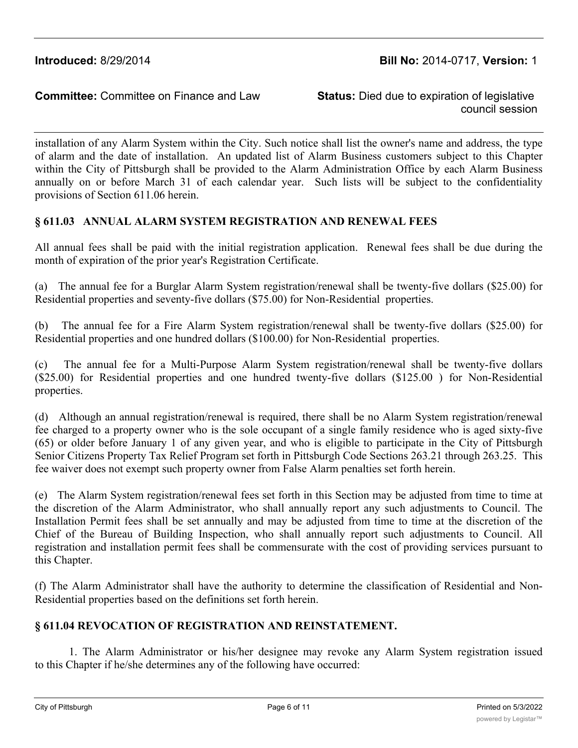installation of any Alarm System within the City. Such notice shall list the owner's name and address, the type of alarm and the date of installation. An updated list of Alarm Business customers subject to this Chapter within the City of Pittsburgh shall be provided to the Alarm Administration Office by each Alarm Business annually on or before March 31 of each calendar year. Such lists will be subject to the confidentiality provisions of Section 611.06 herein.

## § 611.03 ANNUAL ALARM SYSTEM REGISTRATION AND RENEWAL FEES

All annual fees shall be paid with the initial registration application. Renewal fees shall be due during the month of expiration of the prior year's Registration Certificate.

(a) The annual fee for a Burglar Alarm System registration/renewal shall be twenty-five dollars ($25.00) for Residential properties and seventy-five dollars ($75.00) for Non-Residential properties.

(b) The annual fee for a Fire Alarm System registration/renewal shall be twenty-five dollars ($25.00) for Residential properties and one hundred dollars ($100.00) for Non-Residential properties.

(c) The annual fee for a Multi-Purpose Alarm System registration/renewal shall be twenty-five dollars ($25.00) for Residential properties and one hundred twenty-five dollars ($125.00 ) for Non-Residential properties.

(d) Although an annual registration/renewal is required, there shall be no Alarm System registration/renewal fee charged to a property owner who is the sole occupant of a single family residence who is aged sixty-five (65) or older before January 1 of any given year, and who is eligible to participate in the City of Pittsburgh Senior Citizens Property Tax Relief Program set forth in Pittsburgh Code Sections 263.21 through 263.25. This fee waiver does not exempt such property owner from False Alarm penalties set forth herein.

(e) The Alarm System registration/renewal fees set forth in this Section may be adjusted from time to time at the discretion of the Alarm Administrator, who shall annually report any such adjustments to Council. The Installation Permit fees shall be set annually and may be adjusted from time to time at the discretion of the Chief of the Bureau of Building Inspection, who shall annually report such adjustments to Council. All registration and installation permit fees shall be commensurate with the cost of providing services pursuant to this Chapter.

(f) The Alarm Administrator shall have the authority to determine the classification of Residential and Non-Residential properties based on the definitions set forth herein.

## § 611.04 REVOCATION OF REGISTRATION AND REINSTATEMENT.

1. The Alarm Administrator or his/her designee may revoke any Alarm System registration issued to this Chapter if he/she determines any of the following have occurred: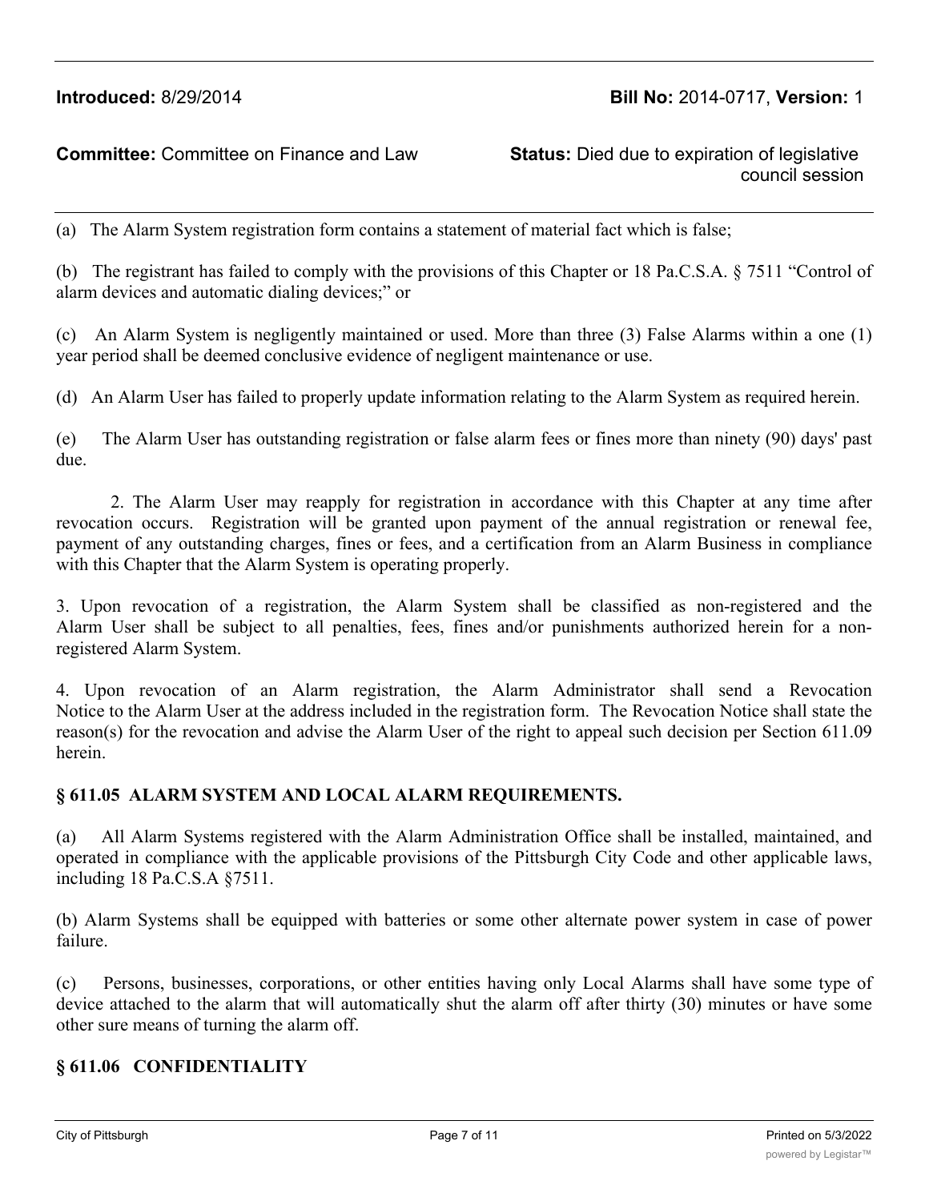(a) The Alarm System registration form contains a statement of material fact which is false;

(b) The registrant has failed to comply with the provisions of this Chapter or 18 Pa.C.S.A. § 7511 "Control of alarm devices and automatic dialing devices;" or

(c) An Alarm System is negligently maintained or used. More than three (3) False Alarms within a one (1) year period shall be deemed conclusive evidence of negligent maintenance or use.

(d) An Alarm User has failed to properly update information relating to the Alarm System as required herein.

(e) The Alarm User has outstanding registration or false alarm fees or fines more than ninety (90) days' past due.

2. The Alarm User may reapply for registration in accordance with this Chapter at any time after revocation occurs. Registration will be granted upon payment of the annual registration or renewal fee, payment of any outstanding charges, fines or fees, and a certification from an Alarm Business in compliance with this Chapter that the Alarm System is operating properly.

3. Upon revocation of a registration, the Alarm System shall be classified as non-registered and the Alarm User shall be subject to all penalties, fees, fines and/or punishments authorized herein for a non-registered Alarm System.

4. Upon revocation of an Alarm registration, the Alarm Administrator shall send a Revocation Notice to the Alarm User at the address included in the registration form. The Revocation Notice shall state the reason(s) for the revocation and advise the Alarm User of the right to appeal such decision per Section 611.09 herein.

### § 611.05 ALARM SYSTEM AND LOCAL ALARM REQUIREMENTS.

(a) All Alarm Systems registered with the Alarm Administration Office shall be installed, maintained, and operated in compliance with the applicable provisions of the Pittsburgh City Code and other applicable laws, including 18 Pa.C.S.A §7511.

(b) Alarm Systems shall be equipped with batteries or some other alternate power system in case of power failure.

(c) Persons, businesses, corporations, or other entities having only Local Alarms shall have some type of device attached to the alarm that will automatically shut the alarm off after thirty (30) minutes or have some other sure means of turning the alarm off.

### § 611.06 CONFIDENTIALITY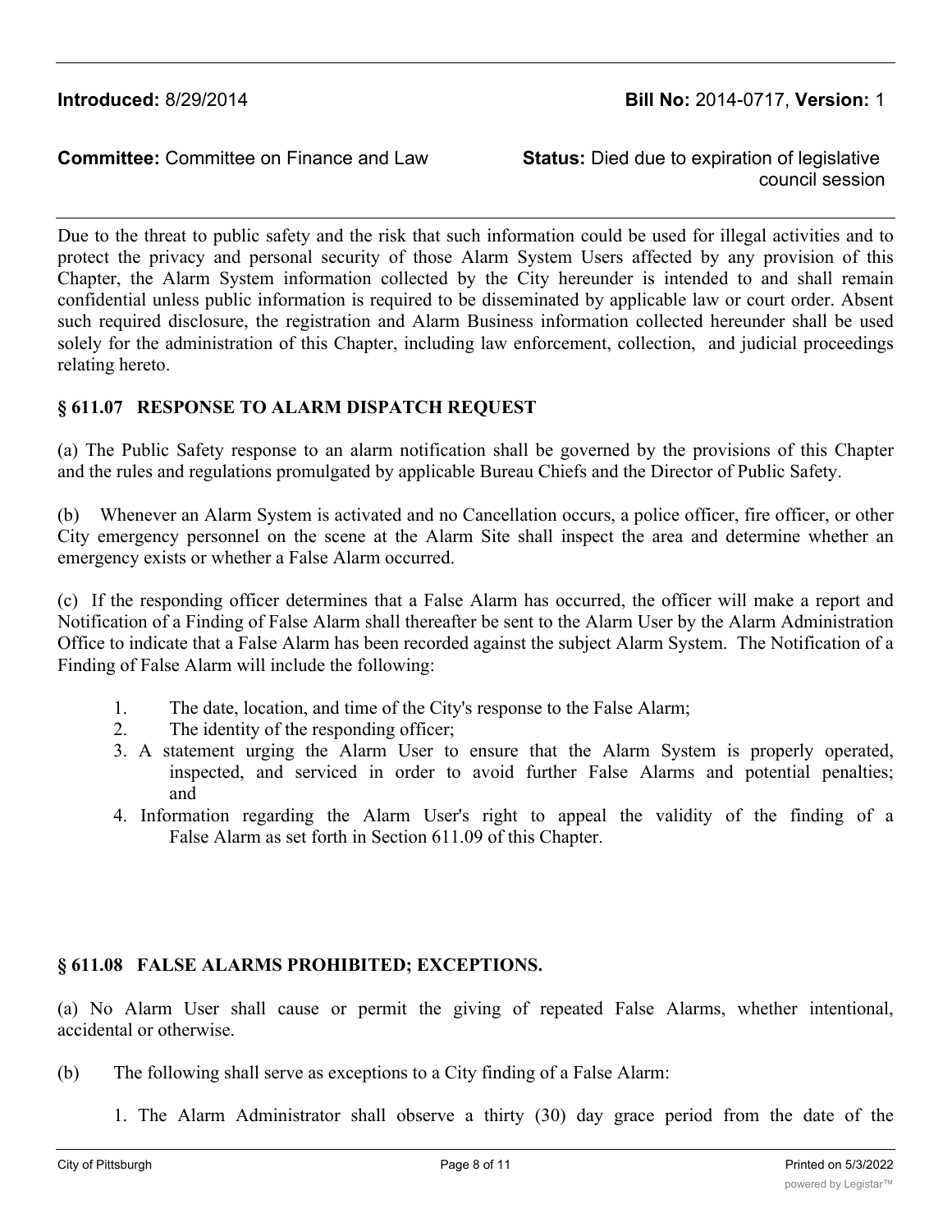**Introduced:** 8/29/2014 **Bill No:** 2014-0717, **Version:** 1

**Committee:** Committee on Finance and Law **Status:** Died due to expiration of legislative council session

Due to the threat to public safety and the risk that such information could be used for illegal activities and to protect the privacy and personal security of those Alarm System Users affected by any provision of this Chapter, the Alarm System information collected by the City hereunder is intended to and shall remain confidential unless public information is required to be disseminated by applicable law or court order. Absent such required disclosure, the registration and Alarm Business information collected hereunder shall be used solely for the administration of this Chapter, including law enforcement, collection, and judicial proceedings relating hereto.

**§ 611.07 RESPONSE TO ALARM DISPATCH REQUEST**

(a) The Public Safety response to an alarm notification shall be governed by the provisions of this Chapter and the rules and regulations promulgated by applicable Bureau Chiefs and the Director of Public Safety.

(b) Whenever an Alarm System is activated and no Cancellation occurs, a police officer, fire officer, or other City emergency personnel on the scene at the Alarm Site shall inspect the area and determine whether an emergency exists or whether a False Alarm occurred.

(c) If the responding officer determines that a False Alarm has occurred, the officer will make a report and Notification of a Finding of False Alarm shall thereafter be sent to the Alarm User by the Alarm Administration Office to indicate that a False Alarm has been recorded against the subject Alarm System. The Notification of a Finding of False Alarm will include the following:

1. The date, location, and time of the City's response to the False Alarm;
2. The identity of the responding officer;
3. A statement urging the Alarm User to ensure that the Alarm System is properly operated, inspected, and serviced in order to avoid further False Alarms and potential penalties; and
4. Information regarding the Alarm User's right to appeal the validity of the finding of a False Alarm as set forth in Section 611.09 of this Chapter.

**§ 611.08 FALSE ALARMS PROHIBITED; EXCEPTIONS.**

(a) No Alarm User shall cause or permit the giving of repeated False Alarms, whether intentional, accidental or otherwise.

(b) The following shall serve as exceptions to a City finding of a False Alarm:

1. The Alarm Administrator shall observe a thirty (30) day grace period from the date of the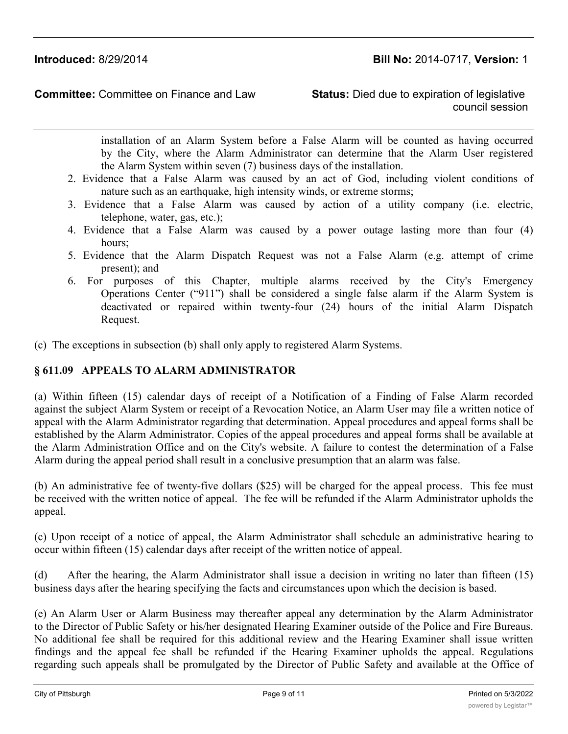installation of an Alarm System before a False Alarm will be counted as having occurred by the City, where the Alarm Administrator can determine that the Alarm User registered the Alarm System within seven (7) business days of the installation.

2. Evidence that a False Alarm was caused by an act of God, including violent conditions of nature such as an earthquake, high intensity winds, or extreme storms;
3. Evidence that a False Alarm was caused by action of a utility company (i.e. electric, telephone, water, gas, etc.);
4. Evidence that a False Alarm was caused by a power outage lasting more than four (4) hours;
5. Evidence that the Alarm Dispatch Request was not a False Alarm (e.g. attempt of crime present); and
6. For purposes of this Chapter, multiple alarms received by the City's Emergency Operations Center ("911") shall be considered a single false alarm if the Alarm System is deactivated or repaired within twenty-four (24) hours of the initial Alarm Dispatch Request.

(c) The exceptions in subsection (b) shall only apply to registered Alarm Systems.

## § 611.09 APPEALS TO ALARM ADMINISTRATOR

(a) Within fifteen (15) calendar days of receipt of a Notification of a Finding of False Alarm recorded against the subject Alarm System or receipt of a Revocation Notice, an Alarm User may file a written notice of appeal with the Alarm Administrator regarding that determination. Appeal procedures and appeal forms shall be established by the Alarm Administrator. Copies of the appeal procedures and appeal forms shall be available at the Alarm Administration Office and on the City's website. A failure to contest the determination of a False Alarm during the appeal period shall result in a conclusive presumption that an alarm was false.

(b) An administrative fee of twenty-five dollars ($25) will be charged for the appeal process. This fee must be received with the written notice of appeal. The fee will be refunded if the Alarm Administrator upholds the appeal.

(c) Upon receipt of a notice of appeal, the Alarm Administrator shall schedule an administrative hearing to occur within fifteen (15) calendar days after receipt of the written notice of appeal.

(d) After the hearing, the Alarm Administrator shall issue a decision in writing no later than fifteen (15) business days after the hearing specifying the facts and circumstances upon which the decision is based.

(e) An Alarm User or Alarm Business may thereafter appeal any determination by the Alarm Administrator to the Director of Public Safety or his/her designated Hearing Examiner outside of the Police and Fire Bureaus. No additional fee shall be required for this additional review and the Hearing Examiner shall issue written findings and the appeal fee shall be refunded if the Hearing Examiner upholds the appeal. Regulations regarding such appeals shall be promulgated by the Director of Public Safety and available at the Office of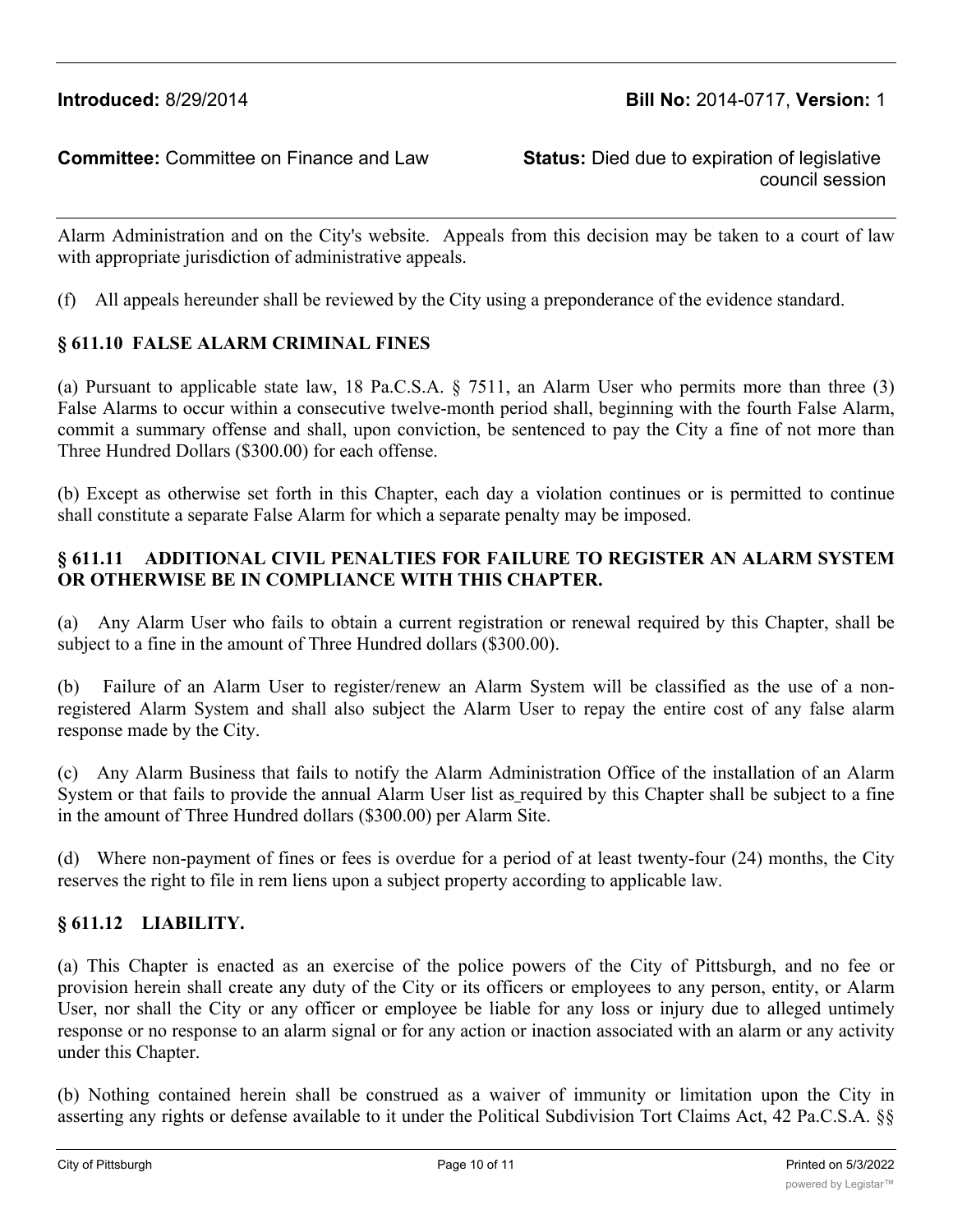Alarm Administration and on the City's website. Appeals from this decision may be taken to a court of law with appropriate jurisdiction of administrative appeals.

(f) All appeals hereunder shall be reviewed by the City using a preponderance of the evidence standard.

**§ 611.10 FALSE ALARM CRIMINAL FINES**

(a) Pursuant to applicable state law, 18 Pa.C.S.A. § 7511, an Alarm User who permits more than three (3) False Alarms to occur within a consecutive twelve-month period shall, beginning with the fourth False Alarm, commit a summary offense and shall, upon conviction, be sentenced to pay the City a fine of not more than Three Hundred Dollars ($300.00) for each offense.

(b) Except as otherwise set forth in this Chapter, each day a violation continues or is permitted to continue shall constitute a separate False Alarm for which a separate penalty may be imposed.

**§ 611.11 ADDITIONAL CIVIL PENALTIES FOR FAILURE TO REGISTER AN ALARM SYSTEM OR OTHERWISE BE IN COMPLIANCE WITH THIS CHAPTER.**

(a) Any Alarm User who fails to obtain a current registration or renewal required by this Chapter, shall be subject to a fine in the amount of Three Hundred dollars ($300.00).

(b) Failure of an Alarm User to register/renew an Alarm System will be classified as the use of a non-registered Alarm System and shall also subject the Alarm User to repay the entire cost of any false alarm response made by the City.

(c) Any Alarm Business that fails to notify the Alarm Administration Office of the installation of an Alarm System or that fails to provide the annual Alarm User list as required by this Chapter shall be subject to a fine in the amount of Three Hundred dollars ($300.00) per Alarm Site.

(d) Where non-payment of fines or fees is overdue for a period of at least twenty-four (24) months, the City reserves the right to file in rem liens upon a subject property according to applicable law.

**§ 611.12 LIABILITY.**

(a) This Chapter is enacted as an exercise of the police powers of the City of Pittsburgh, and no fee or provision herein shall create any duty of the City or its officers or employees to any person, entity, or Alarm User, nor shall the City or any officer or employee be liable for any loss or injury due to alleged untimely response or no response to an alarm signal or for any action or inaction associated with an alarm or any activity under this Chapter.

(b) Nothing contained herein shall be construed as a waiver of immunity or limitation upon the City in asserting any rights or defense available to it under the Political Subdivision Tort Claims Act, 42 Pa.C.S.A. §§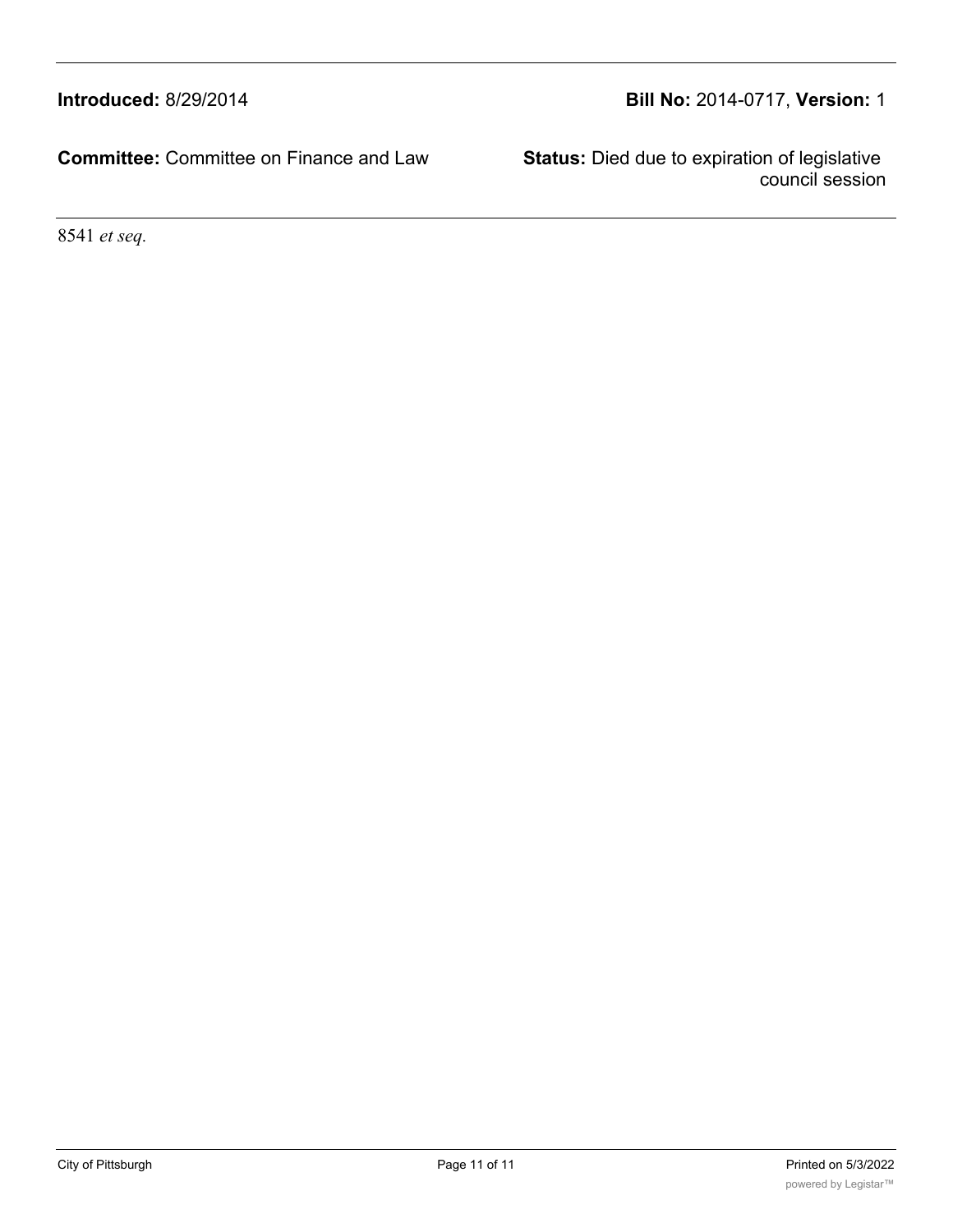**Introduced:** 8/29/2014 **Bill No:** 2014-0717, **Version:** 1

**Committee:** Committee on Finance and Law **Status:** Died due to expiration of legislative council session

8541 *et seq*.